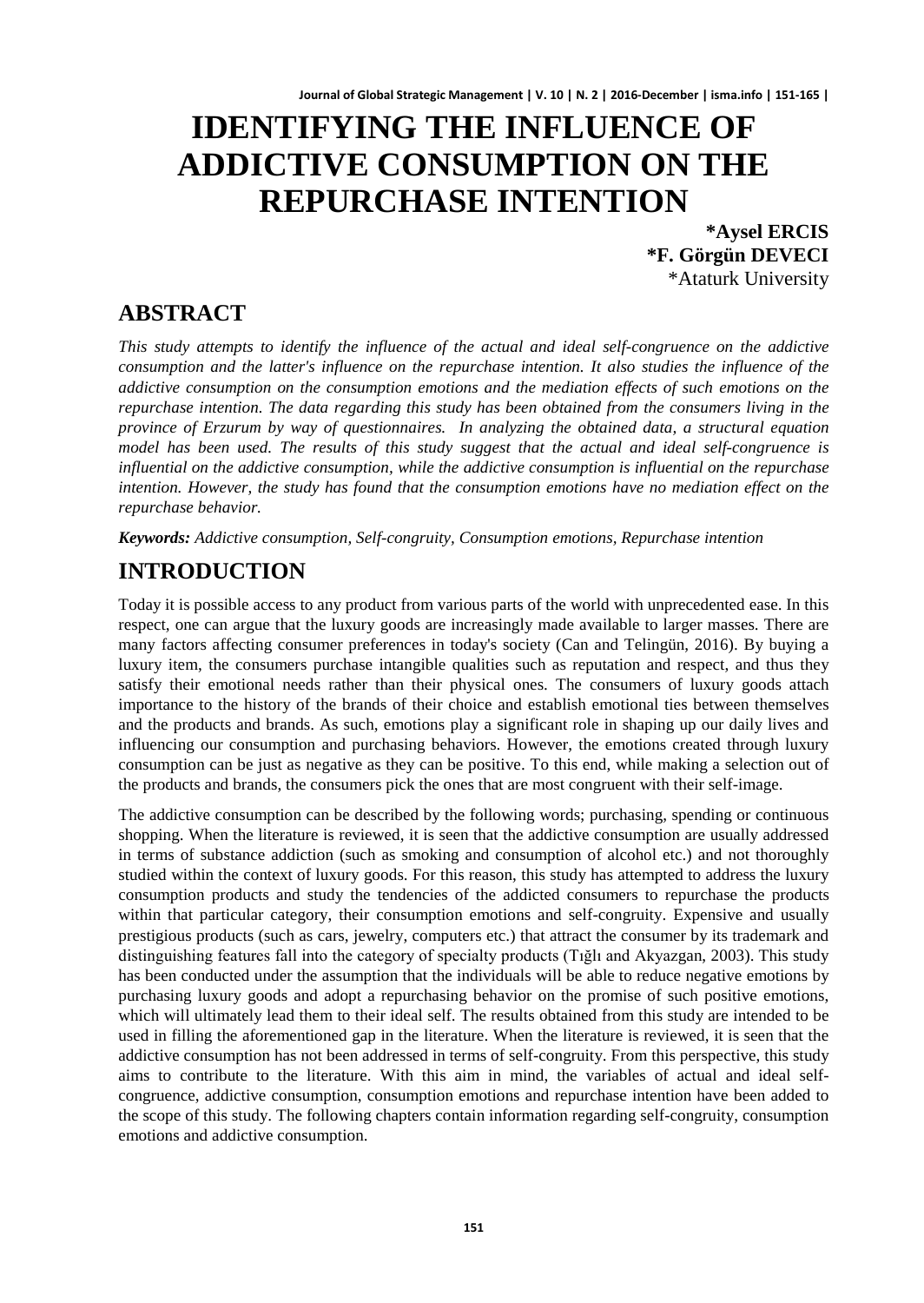# IDENTIFYING THE INFLUENCE OF ADDICTIVE CONSUMPTION ON THE REPURCHASE INTENTION

**\*Aysel ERCIS**
**\*F. Görgün DEVECI**
\*Ataturk University

## ABSTRACT

*This study attempts to identify the influence of the actual and ideal self-congruence on the addictive consumption and the latter's influence on the repurchase intention. It also studies the influence of the addictive consumption on the consumption emotions and the mediation effects of such emotions on the repurchase intention. The data regarding this study has been obtained from the consumers living in the province of Erzurum by way of questionnaires. In analyzing the obtained data, a structural equation model has been used. The results of this study suggest that the actual and ideal self-congruence is influential on the addictive consumption, while the addictive consumption is influential on the repurchase intention. However, the study has found that the consumption emotions have no mediation effect on the repurchase behavior.*

***Keywords:*** *Addictive consumption, Self-congruity, Consumption emotions, Repurchase intention*

## INTRODUCTION

Today it is possible access to any product from various parts of the world with unprecedented ease. In this respect, one can argue that the luxury goods are increasingly made available to larger masses. There are many factors affecting consumer preferences in today's society (Can and Telingün, 2016). By buying a luxury item, the consumers purchase intangible qualities such as reputation and respect, and thus they satisfy their emotional needs rather than their physical ones. The consumers of luxury goods attach importance to the history of the brands of their choice and establish emotional ties between themselves and the products and brands. As such, emotions play a significant role in shaping up our daily lives and influencing our consumption and purchasing behaviors. However, the emotions created through luxury consumption can be just as negative as they can be positive. To this end, while making a selection out of the products and brands, the consumers pick the ones that are most congruent with their self-image.

The addictive consumption can be described by the following words; purchasing, spending or continuous shopping. When the literature is reviewed, it is seen that the addictive consumption are usually addressed in terms of substance addiction (such as smoking and consumption of alcohol etc.) and not thoroughly studied within the context of luxury goods. For this reason, this study has attempted to address the luxury consumption products and study the tendencies of the addicted consumers to repurchase the products within that particular category, their consumption emotions and self-congruity. Expensive and usually prestigious products (such as cars, jewelry, computers etc.) that attract the consumer by its trademark and distinguishing features fall into the category of specialty products (Tığlı and Akyazgan, 2003). This study has been conducted under the assumption that the individuals will be able to reduce negative emotions by purchasing luxury goods and adopt a repurchasing behavior on the promise of such positive emotions, which will ultimately lead them to their ideal self. The results obtained from this study are intended to be used in filling the aforementioned gap in the literature. When the literature is reviewed, it is seen that the addictive consumption has not been addressed in terms of self-congruity. From this perspective, this study aims to contribute to the literature. With this aim in mind, the variables of actual and ideal self-congruence, addictive consumption, consumption emotions and repurchase intention have been added to the scope of this study. The following chapters contain information regarding self-congruity, consumption emotions and addictive consumption.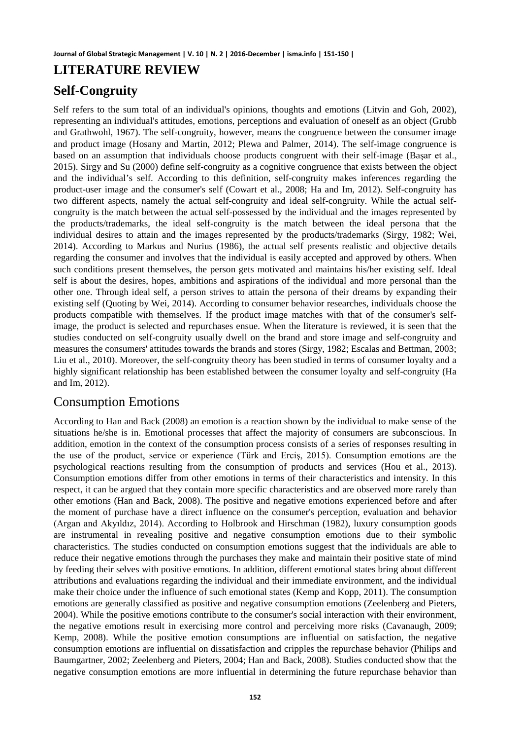# LITERATURE REVIEW

## Self-Congruity

Self refers to the sum total of an individual's opinions, thoughts and emotions (Litvin and Goh, 2002), representing an individual's attitudes, emotions, perceptions and evaluation of oneself as an object (Grubb and Grathwohl, 1967). The self-congruity, however, means the congruence between the consumer image and product image (Hosany and Martin, 2012; Plewa and Palmer, 2014). The self-image congruence is based on an assumption that individuals choose products congruent with their self-image (Başar et al., 2015). Sirgy and Su (2000) define self-congruity as a cognitive congruence that exists between the object and the individual's self. According to this definition, self-congruity makes inferences regarding the product-user image and the consumer's self (Cowart et al., 2008; Ha and Im, 2012). Self-congruity has two different aspects, namely the actual self-congruity and ideal self-congruity. While the actual self-congruity is the match between the actual self-possessed by the individual and the images represented by the products/trademarks, the ideal self-congruity is the match between the ideal persona that the individual desires to attain and the images represented by the products/trademarks (Sirgy, 1982; Wei, 2014). According to Markus and Nurius (1986), the actual self presents realistic and objective details regarding the consumer and involves that the individual is easily accepted and approved by others. When such conditions present themselves, the person gets motivated and maintains his/her existing self. Ideal self is about the desires, hopes, ambitions and aspirations of the individual and more personal than the other one. Through ideal self, a person strives to attain the persona of their dreams by expanding their existing self (Quoting by Wei, 2014). According to consumer behavior researches, individuals choose the products compatible with themselves. If the product image matches with that of the consumer's self-image, the product is selected and repurchases ensue. When the literature is reviewed, it is seen that the studies conducted on self-congruity usually dwell on the brand and store image and self-congruity and measures the consumers' attitudes towards the brands and stores (Sirgy, 1982; Escalas and Bettman, 2003; Liu et al., 2010). Moreover, the self-congruity theory has been studied in terms of consumer loyalty and a highly significant relationship has been established between the consumer loyalty and self-congruity (Ha and Im, 2012).

## Consumption Emotions

According to Han and Back (2008) an emotion is a reaction shown by the individual to make sense of the situations he/she is in. Emotional processes that affect the majority of consumers are subconscious. In addition, emotion in the context of the consumption process consists of a series of responses resulting in the use of the product, service or experience (Türk and Erciş, 2015). Consumption emotions are the psychological reactions resulting from the consumption of products and services (Hou et al., 2013). Consumption emotions differ from other emotions in terms of their characteristics and intensity. In this respect, it can be argued that they contain more specific characteristics and are observed more rarely than other emotions (Han and Back, 2008). The positive and negative emotions experienced before and after the moment of purchase have a direct influence on the consumer's perception, evaluation and behavior (Argan and Akyıldız, 2014). According to Holbrook and Hirschman (1982), luxury consumption goods are instrumental in revealing positive and negative consumption emotions due to their symbolic characteristics. The studies conducted on consumption emotions suggest that the individuals are able to reduce their negative emotions through the purchases they make and maintain their positive state of mind by feeding their selves with positive emotions. In addition, different emotional states bring about different attributions and evaluations regarding the individual and their immediate environment, and the individual make their choice under the influence of such emotional states (Kemp and Kopp, 2011). The consumption emotions are generally classified as positive and negative consumption emotions (Zeelenberg and Pieters, 2004). While the positive emotions contribute to the consumer's social interaction with their environment, the negative emotions result in exercising more control and perceiving more risks (Cavanaugh, 2009; Kemp, 2008). While the positive emotion consumptions are influential on satisfaction, the negative consumption emotions are influential on dissatisfaction and cripples the repurchase behavior (Philips and Baumgartner, 2002; Zeelenberg and Pieters, 2004; Han and Back, 2008). Studies conducted show that the negative consumption emotions are more influential in determining the future repurchase behavior than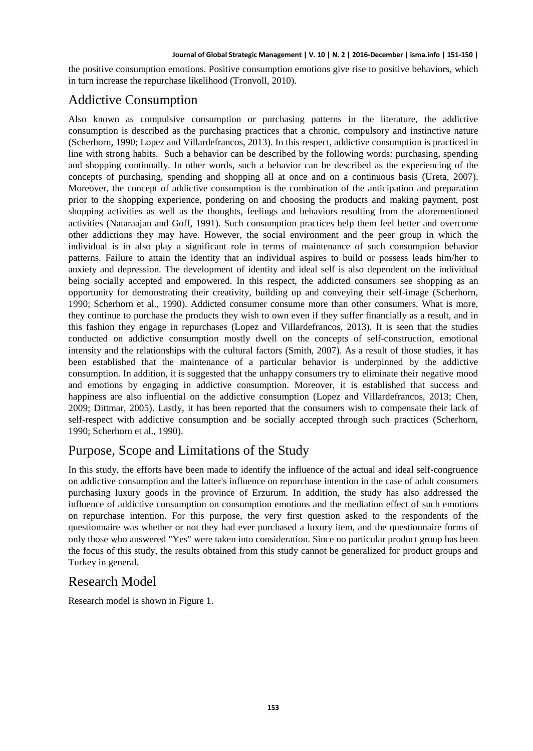the positive consumption emotions. Positive consumption emotions give rise to positive behaviors, which in turn increase the repurchase likelihood (Tronvoll, 2010).

## Addictive Consumption

Also known as compulsive consumption or purchasing patterns in the literature, the addictive consumption is described as the purchasing practices that a chronic, compulsory and instinctive nature (Scherhorn, 1990; Lopez and Villardefrancos, 2013). In this respect, addictive consumption is practiced in line with strong habits. Such a behavior can be described by the following words: purchasing, spending and shopping continually. In other words, such a behavior can be described as the experiencing of the concepts of purchasing, spending and shopping all at once and on a continuous basis (Ureta, 2007). Moreover, the concept of addictive consumption is the combination of the anticipation and preparation prior to the shopping experience, pondering on and choosing the products and making payment, post shopping activities as well as the thoughts, feelings and behaviors resulting from the aforementioned activities (Nataraajan and Goff, 1991). Such consumption practices help them feel better and overcome other addictions they may have. However, the social environment and the peer group in which the individual is in also play a significant role in terms of maintenance of such consumption behavior patterns. Failure to attain the identity that an individual aspires to build or possess leads him/her to anxiety and depression. The development of identity and ideal self is also dependent on the individual being socially accepted and empowered. In this respect, the addicted consumers see shopping as an opportunity for demonstrating their creativity, building up and conveying their self-image (Scherhorn, 1990; Scherhorn et al., 1990). Addicted consumer consume more than other consumers. What is more, they continue to purchase the products they wish to own even if they suffer financially as a result, and in this fashion they engage in repurchases (Lopez and Villardefrancos, 2013). It is seen that the studies conducted on addictive consumption mostly dwell on the concepts of self-construction, emotional intensity and the relationships with the cultural factors (Smith, 2007). As a result of those studies, it has been established that the maintenance of a particular behavior is underpinned by the addictive consumption. In addition, it is suggested that the unhappy consumers try to eliminate their negative mood and emotions by engaging in addictive consumption. Moreover, it is established that success and happiness are also influential on the addictive consumption (Lopez and Villardefrancos, 2013; Chen, 2009; Dittmar, 2005). Lastly, it has been reported that the consumers wish to compensate their lack of self-respect with addictive consumption and be socially accepted through such practices (Scherhorn, 1990; Scherhorn et al., 1990).

## Purpose, Scope and Limitations of the Study

In this study, the efforts have been made to identify the influence of the actual and ideal self-congruence on addictive consumption and the latter's influence on repurchase intention in the case of adult consumers purchasing luxury goods in the province of Erzurum. In addition, the study has also addressed the influence of addictive consumption on consumption emotions and the mediation effect of such emotions on repurchase intention. For this purpose, the very first question asked to the respondents of the questionnaire was whether or not they had ever purchased a luxury item, and the questionnaire forms of only those who answered "Yes" were taken into consideration. Since no particular product group has been the focus of this study, the results obtained from this study cannot be generalized for product groups and Turkey in general.

## Research Model

Research model is shown in Figure 1.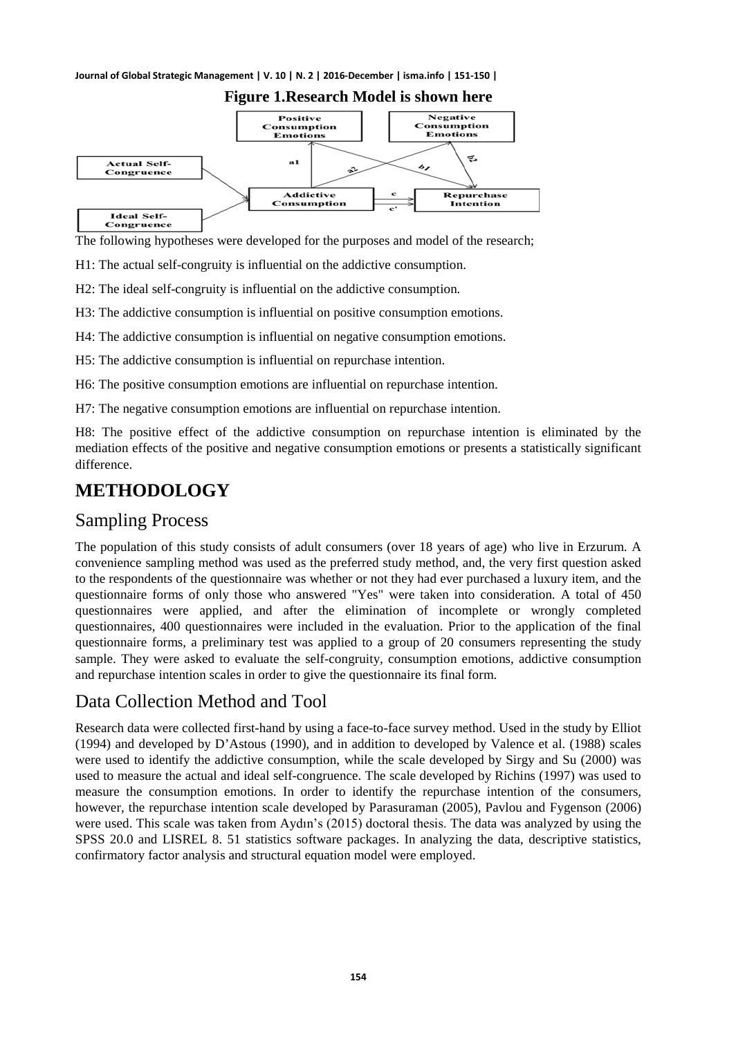**Figure 1.Research Model is shown here**

The following hypotheses were developed for the purposes and model of the research;

H1: The actual self-congruity is influential on the addictive consumption.

H2: The ideal self-congruity is influential on the addictive consumption.

H3: The addictive consumption is influential on positive consumption emotions.

H4: The addictive consumption is influential on negative consumption emotions.

H5: The addictive consumption is influential on repurchase intention.

H6: The positive consumption emotions are influential on repurchase intention.

H7: The negative consumption emotions are influential on repurchase intention.

H8: The positive effect of the addictive consumption on repurchase intention is eliminated by the mediation effects of the positive and negative consumption emotions or presents a statistically significant difference.

# METHODOLOGY

## Sampling Process

The population of this study consists of adult consumers (over 18 years of age) who live in Erzurum. A convenience sampling method was used as the preferred study method, and, the very first question asked to the respondents of the questionnaire was whether or not they had ever purchased a luxury item, and the questionnaire forms of only those who answered "Yes" were taken into consideration. A total of 450 questionnaires were applied, and after the elimination of incomplete or wrongly completed questionnaires, 400 questionnaires were included in the evaluation. Prior to the application of the final questionnaire forms, a preliminary test was applied to a group of 20 consumers representing the study sample. They were asked to evaluate the self-congruity, consumption emotions, addictive consumption and repurchase intention scales in order to give the questionnaire its final form.

## Data Collection Method and Tool

Research data were collected first-hand by using a face-to-face survey method. Used in the study by Elliot (1994) and developed by D'Astous (1990), and in addition to developed by Valence et al. (1988) scales were used to identify the addictive consumption, while the scale developed by Sirgy and Su (2000) was used to measure the actual and ideal self-congruence. The scale developed by Richins (1997) was used to measure the consumption emotions. In order to identify the repurchase intention of the consumers, however, the repurchase intention scale developed by Parasuraman (2005), Pavlou and Fygenson (2006) were used. This scale was taken from Aydın's (2015) doctoral thesis. The data was analyzed by using the SPSS 20.0 and LISREL 8. 51 statistics software packages. In analyzing the data, descriptive statistics, confirmatory factor analysis and structural equation model were employed.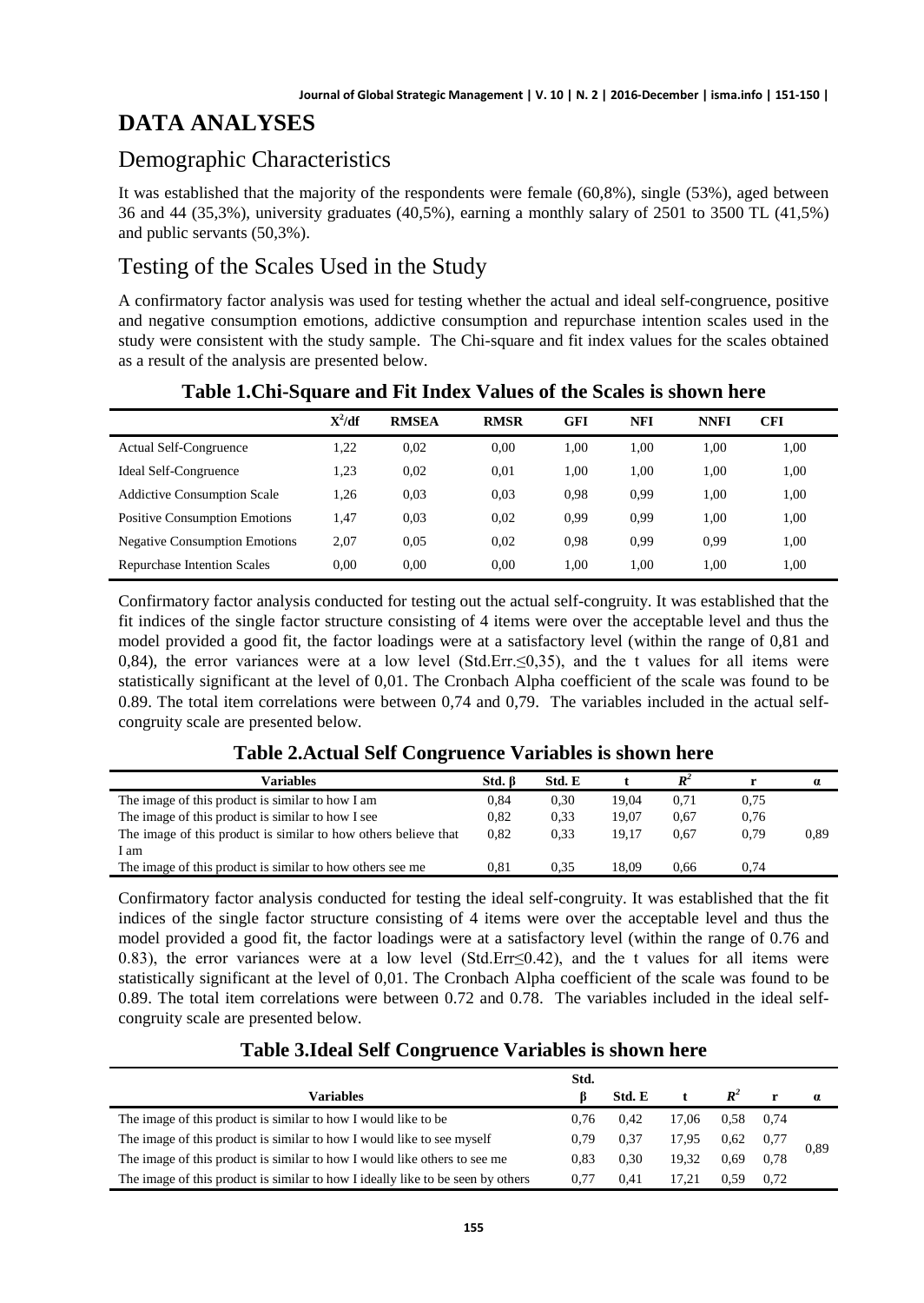# DATA ANALYSES

## Demographic Characteristics

It was established that the majority of the respondents were female (60,8%), single (53%), aged between 36 and 44 (35,3%), university graduates (40,5%), earning a monthly salary of 2501 to 3500 TL (41,5%) and public servants (50,3%).

## Testing of the Scales Used in the Study

A confirmatory factor analysis was used for testing whether the actual and ideal self-congruence, positive and negative consumption emotions, addictive consumption and repurchase intention scales used in the study were consistent with the study sample. The Chi-square and fit index values for the scales obtained as a result of the analysis are presented below.

**Table 1.Chi-Square and Fit Index Values of the Scales is shown here**

| | $X^2$/df | RMSEA | RMSR | GFI | NFI | NNFI | CFI |
|---|---|---|---|---|---|---|---|
| Actual Self-Congruence | 1,22 | 0,02 | 0,00 | 1,00 | 1,00 | 1,00 | 1,00 |
| Ideal Self-Congruence | 1,23 | 0,02 | 0,01 | 1,00 | 1,00 | 1,00 | 1,00 |
| Addictive Consumption Scale | 1,26 | 0,03 | 0,03 | 0,98 | 0,99 | 1,00 | 1,00 |
| Positive Consumption Emotions | 1,47 | 0,03 | 0,02 | 0,99 | 0,99 | 1,00 | 1,00 |
| Negative Consumption Emotions | 2,07 | 0,05 | 0,02 | 0,98 | 0,99 | 0,99 | 1,00 |
| Repurchase Intention Scales | 0,00 | 0,00 | 0,00 | 1,00 | 1,00 | 1,00 | 1,00 |

Confirmatory factor analysis conducted for testing out the actual self-congruity. It was established that the fit indices of the single factor structure consisting of 4 items were over the acceptable level and thus the model provided a good fit, the factor loadings were at a satisfactory level (within the range of 0,81 and 0,84), the error variances were at a low level (Std.Err.≤0,35), and the t values for all items were statistically significant at the level of 0,01. The Cronbach Alpha coefficient of the scale was found to be 0.89. The total item correlations were between 0,74 and 0,79. The variables included in the actual self-congruity scale are presented below.

**Table 2.Actual Self Congruence Variables is shown here**

| Variables | Std. β | Std. E | t | $R^2$ | r | α |
|---|---|---|---|---|---|---|
| The image of this product is similar to how I am | 0,84 | 0,30 | 19,04 | 0,71 | 0,75 | |
| The image of this product is similar to how I see | 0,82 | 0,33 | 19,07 | 0,67 | 0,76 | |
| The image of this product is similar to how others believe that I am | 0,82 | 0,33 | 19,17 | 0,67 | 0,79 | 0,89 |
| The image of this product is similar to how others see me | 0,81 | 0,35 | 18,09 | 0,66 | 0,74 | |

Confirmatory factor analysis conducted for testing the ideal self-congruity. It was established that the fit indices of the single factor structure consisting of 4 items were over the acceptable level and thus the model provided a good fit, the factor loadings were at a satisfactory level (within the range of 0.76 and 0.83), the error variances were at a low level (Std.Err≤0.42), and the t values for all items were statistically significant at the level of 0,01. The Cronbach Alpha coefficient of the scale was found to be 0.89. The total item correlations were between 0.72 and 0.78. The variables included in the ideal self-congruity scale are presented below.

**Table 3.Ideal Self Congruence Variables is shown here**

| Variables | Std. β | Std. E | t | $R^2$ | r | α |
|---|---|---|---|---|---|---|
| The image of this product is similar to how I would like to be | 0,76 | 0,42 | 17,06 | 0,58 | 0,74 | |
| The image of this product is similar to how I would like to see myself | 0,79 | 0,37 | 17,95 | 0,62 | 0,77 | 0,89 |
| The image of this product is similar to how I would like others to see me | 0,83 | 0,30 | 19,32 | 0,69 | 0,78 | |
| The image of this product is similar to how I ideally like to be seen by others | 0,77 | 0,41 | 17,21 | 0,59 | 0,72 | |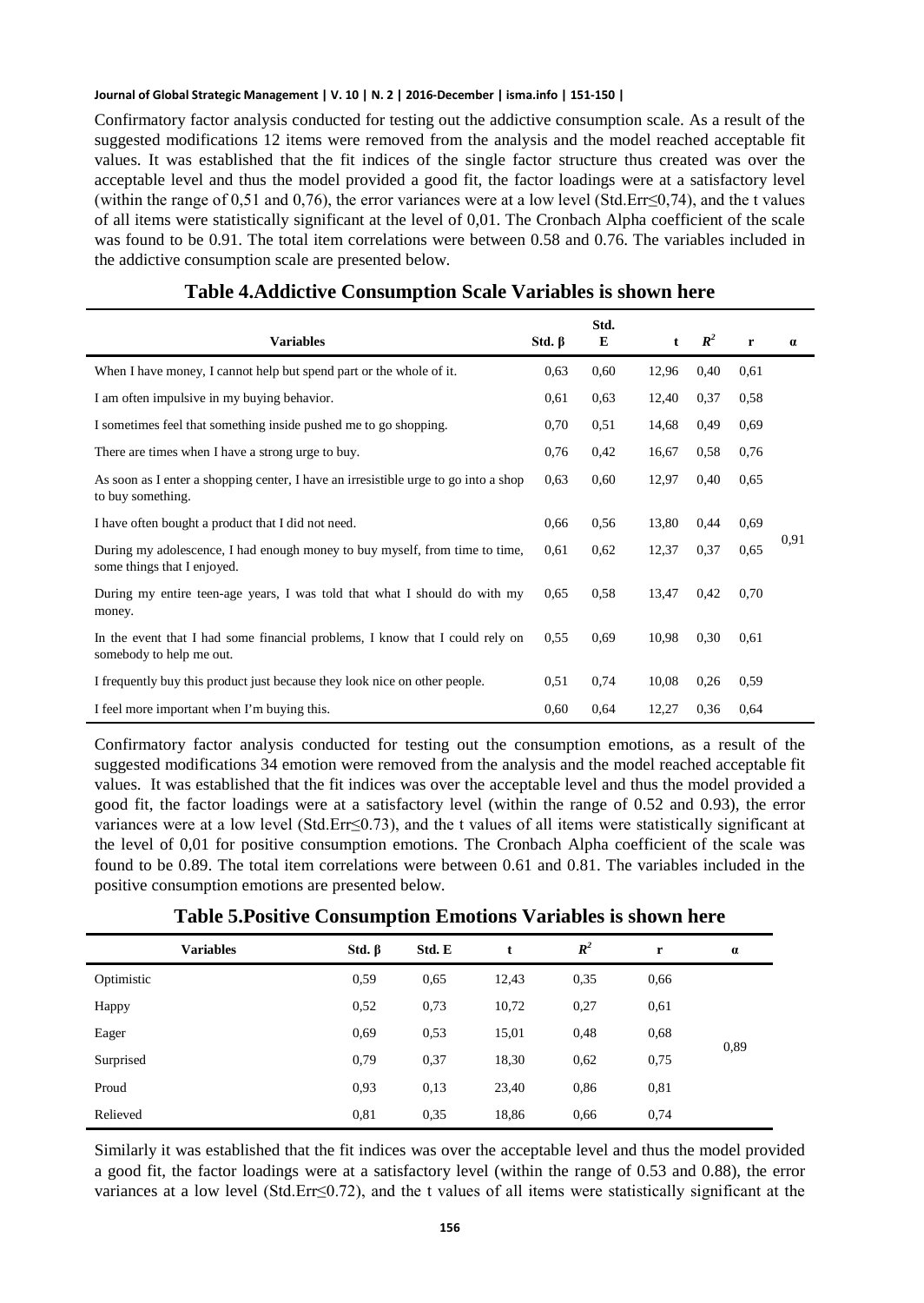Confirmatory factor analysis conducted for testing out the addictive consumption scale. As a result of the suggested modifications 12 items were removed from the analysis and the model reached acceptable fit values. It was established that the fit indices of the single factor structure thus created was over the acceptable level and thus the model provided a good fit, the factor loadings were at a satisfactory level (within the range of 0,51 and 0,76), the error variances were at a low level (Std.Err≤0,74), and the t values of all items were statistically significant at the level of 0,01. The Cronbach Alpha coefficient of the scale was found to be 0.91. The total item correlations were between 0.58 and 0.76. The variables included in the addictive consumption scale are presented below.

**Table 4.Addictive Consumption Scale Variables is shown here**

| Variables | Std. β | Std. E | t | $R^2$ | r | α |
|---|---|---|---|---|---|---|
| When I have money, I cannot help but spend part or the whole of it. | 0,63 | 0,60 | 12,96 | 0,40 | 0,61 | 0,91 |
| I am often impulsive in my buying behavior. | 0,61 | 0,63 | 12,40 | 0,37 | 0,58 | |
| I sometimes feel that something inside pushed me to go shopping. | 0,70 | 0,51 | 14,68 | 0,49 | 0,69 | |
| There are times when I have a strong urge to buy. | 0,76 | 0,42 | 16,67 | 0,58 | 0,76 | |
| As soon as I enter a shopping center, I have an irresistible urge to go into a shop to buy something. | 0,63 | 0,60 | 12,97 | 0,40 | 0,65 | |
| I have often bought a product that I did not need. | 0,66 | 0,56 | 13,80 | 0,44 | 0,69 | |
| During my adolescence, I had enough money to buy myself, from time to time, some things that I enjoyed. | 0,61 | 0,62 | 12,37 | 0,37 | 0,65 | |
| During my entire teen-age years, I was told that what I should do with my money. | 0,65 | 0,58 | 13,47 | 0,42 | 0,70 | |
| In the event that I had some financial problems, I know that I could rely on somebody to help me out. | 0,55 | 0,69 | 10,98 | 0,30 | 0,61 | |
| I frequently buy this product just because they look nice on other people. | 0,51 | 0,74 | 10,08 | 0,26 | 0,59 | |
| I feel more important when I'm buying this. | 0,60 | 0,64 | 12,27 | 0,36 | 0,64 | |

Confirmatory factor analysis conducted for testing out the consumption emotions, as a result of the suggested modifications 34 emotion were removed from the analysis and the model reached acceptable fit values. It was established that the fit indices was over the acceptable level and thus the model provided a good fit, the factor loadings were at a satisfactory level (within the range of 0.52 and 0.93), the error variances were at a low level (Std.Err≤0.73), and the t values of all items were statistically significant at the level of 0,01 for positive consumption emotions. The Cronbach Alpha coefficient of the scale was found to be 0.89. The total item correlations were between 0.61 and 0.81. The variables included in the positive consumption emotions are presented below.

**Table 5.Positive Consumption Emotions Variables is shown here**

| Variables | Std. β | Std. E | t | $R^2$ | r | α |
|---|---|---|---|---|---|---|
| Optimistic | 0,59 | 0,65 | 12,43 | 0,35 | 0,66 | 0,89 |
| Happy | 0,52 | 0,73 | 10,72 | 0,27 | 0,61 | |
| Eager | 0,69 | 0,53 | 15,01 | 0,48 | 0,68 | |
| Surprised | 0,79 | 0,37 | 18,30 | 0,62 | 0,75 | |
| Proud | 0,93 | 0,13 | 23,40 | 0,86 | 0,81 | |
| Relieved | 0,81 | 0,35 | 18,86 | 0,66 | 0,74 | |

Similarly it was established that the fit indices was over the acceptable level and thus the model provided a good fit, the factor loadings were at a satisfactory level (within the range of 0.53 and 0.88), the error variances at a low level (Std.Err≤0.72), and the t values of all items were statistically significant at the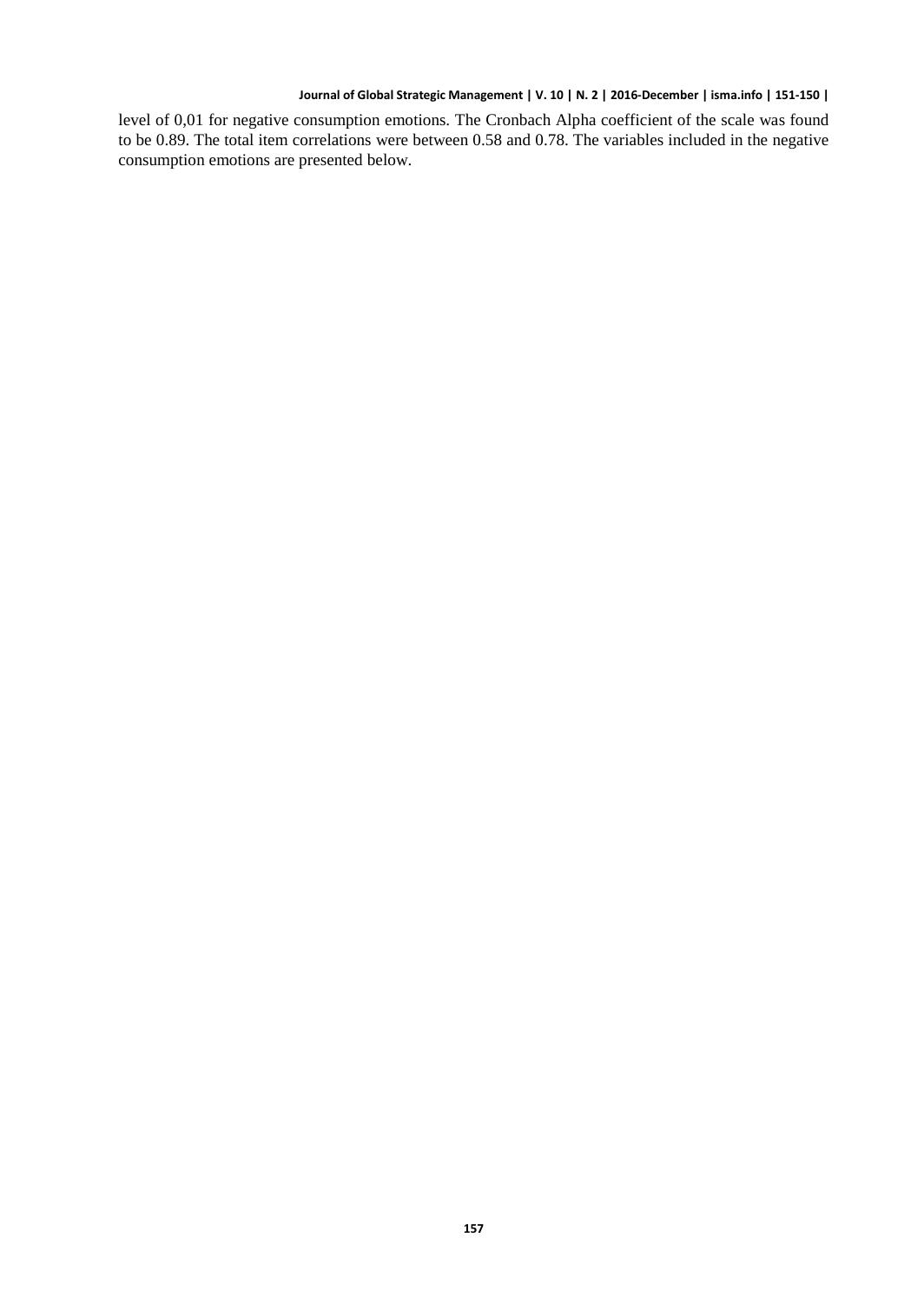level of 0,01 for negative consumption emotions. The Cronbach Alpha coefficient of the scale was found to be 0.89. The total item correlations were between 0.58 and 0.78. The variables included in the negative consumption emotions are presented below.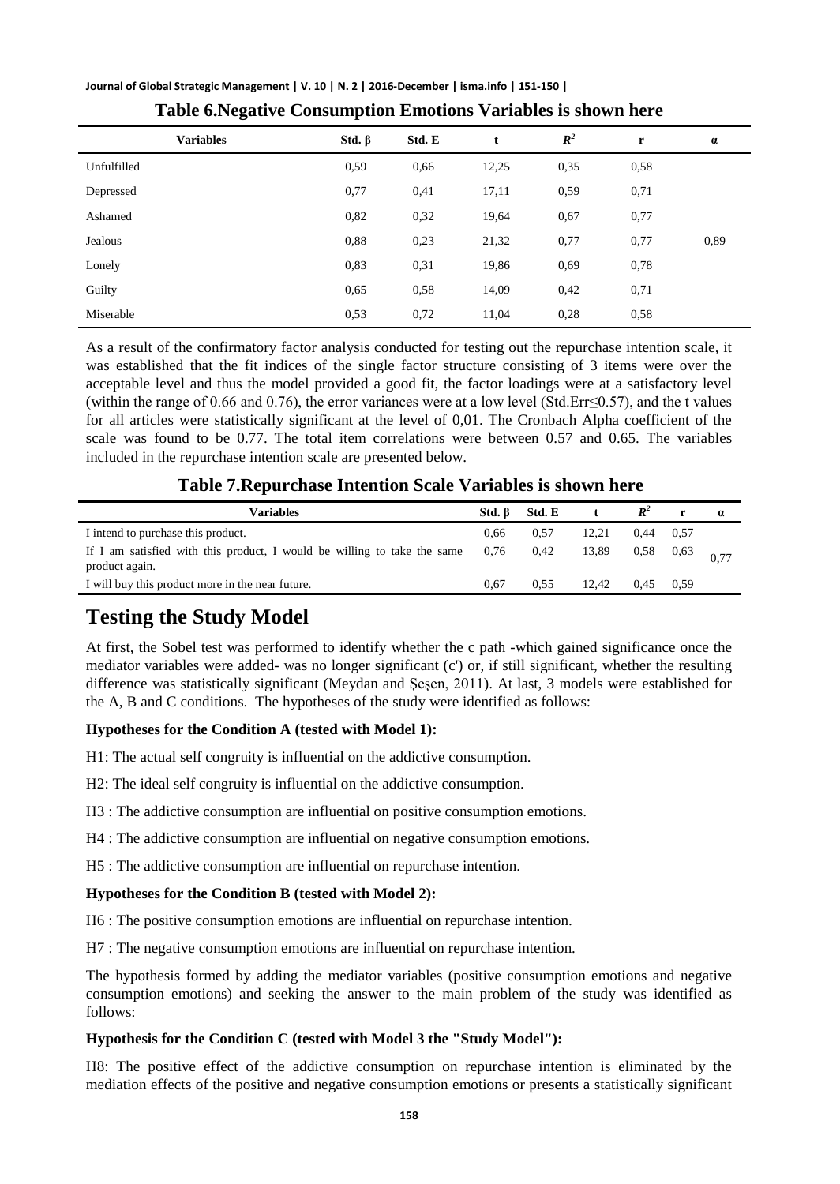**Table 6.Negative Consumption Emotions Variables is shown here**

| Variables | Std. β | Std. E | t | $R^2$ | r | α |
|---|---|---|---|---|---|---|
| Unfulfilled | 0,59 | 0,66 | 12,25 | 0,35 | 0,58 | |
| Depressed | 0,77 | 0,41 | 17,11 | 0,59 | 0,71 | |
| Ashamed | 0,82 | 0,32 | 19,64 | 0,67 | 0,77 | |
| Jealous | 0,88 | 0,23 | 21,32 | 0,77 | 0,77 | 0,89 |
| Lonely | 0,83 | 0,31 | 19,86 | 0,69 | 0,78 | |
| Guilty | 0,65 | 0,58 | 14,09 | 0,42 | 0,71 | |
| Miserable | 0,53 | 0,72 | 11,04 | 0,28 | 0,58 | |

As a result of the confirmatory factor analysis conducted for testing out the repurchase intention scale, it was established that the fit indices of the single factor structure consisting of 3 items were over the acceptable level and thus the model provided a good fit, the factor loadings were at a satisfactory level (within the range of 0.66 and 0.76), the error variances were at a low level (Std.Err≤0.57), and the t values for all articles were statistically significant at the level of 0,01. The Cronbach Alpha coefficient of the scale was found to be 0.77. The total item correlations were between 0.57 and 0.65. The variables included in the repurchase intention scale are presented below.

**Table 7.Repurchase Intention Scale Variables is shown here**

| Variables | Std. β | Std. E | t | $R^2$ | r | α |
|---|---|---|---|---|---|---|
| I intend to purchase this product. | 0,66 | 0,57 | 12,21 | 0,44 | 0,57 | |
| If I am satisfied with this product, I would be willing to take the same product again. | 0,76 | 0,42 | 13,89 | 0,58 | 0,63 | 0,77 |
| I will buy this product more in the near future. | 0,67 | 0,55 | 12,42 | 0,45 | 0,59 | |

## Testing the Study Model

At first, the Sobel test was performed to identify whether the c path -which gained significance once the mediator variables were added- was no longer significant (c') or, if still significant, whether the resulting difference was statistically significant (Meydan and Şeşen, 2011). At last, 3 models were established for the A, B and C conditions. The hypotheses of the study were identified as follows:

**Hypotheses for the Condition A (tested with Model 1):**

H1: The actual self congruity is influential on the addictive consumption.

H2: The ideal self congruity is influential on the addictive consumption.

H3 : The addictive consumption are influential on positive consumption emotions.

H4 : The addictive consumption are influential on negative consumption emotions.

H5 : The addictive consumption are influential on repurchase intention.

**Hypotheses for the Condition B (tested with Model 2):**

H6 : The positive consumption emotions are influential on repurchase intention.

H7 : The negative consumption emotions are influential on repurchase intention.

The hypothesis formed by adding the mediator variables (positive consumption emotions and negative consumption emotions) and seeking the answer to the main problem of the study was identified as follows:

**Hypothesis for the Condition C (tested with Model 3 the "Study Model"):**

H8: The positive effect of the addictive consumption on repurchase intention is eliminated by the mediation effects of the positive and negative consumption emotions or presents a statistically significant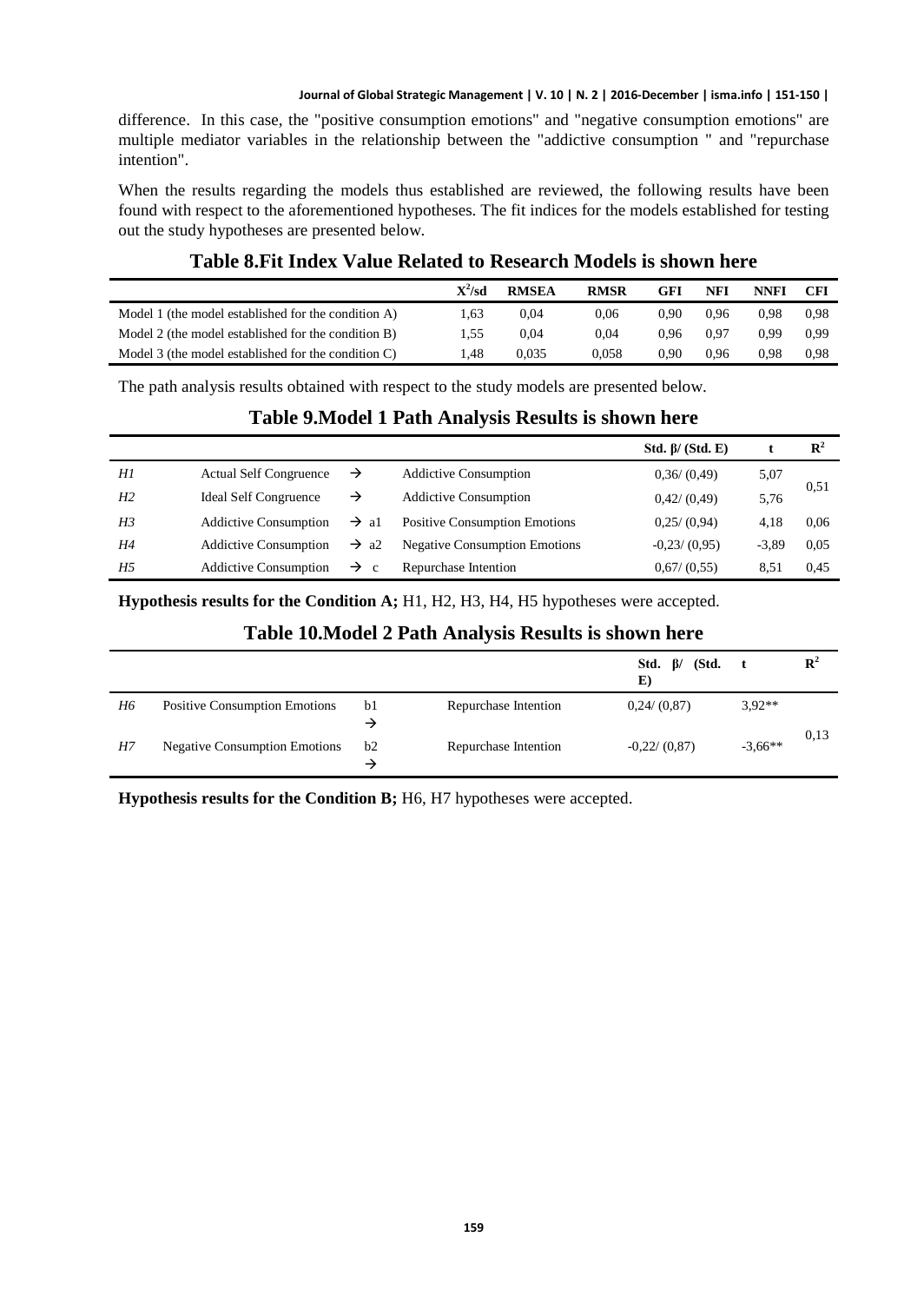difference. In this case, the "positive consumption emotions" and "negative consumption emotions" are multiple mediator variables in the relationship between the "addictive consumption " and "repurchase intention".

When the results regarding the models thus established are reviewed, the following results have been found with respect to the aforementioned hypotheses. The fit indices for the models established for testing out the study hypotheses are presented below.

## Table 8.Fit Index Value Related to Research Models is shown here

| | $X^2$/sd | RMSEA | RMSR | GFI | NFI | NNFI | CFI |
|---|---|---|---|---|---|---|---|
| Model 1 (the model established for the condition A) | 1,63 | 0,04 | 0,06 | 0,90 | 0,96 | 0,98 | 0,98 |
| Model 2 (the model established for the condition B) | 1,55 | 0,04 | 0,04 | 0,96 | 0,97 | 0,99 | 0,99 |
| Model 3 (the model established for the condition C) | 1,48 | 0,035 | 0,058 | 0,90 | 0,96 | 0,98 | 0,98 |

The path analysis results obtained with respect to the study models are presented below.

## Table 9.Model 1 Path Analysis Results is shown here

| | | | | Std. β/ (Std. E) | t | $R^2$ |
|---|---|---|---|---|---|---|
| *H1* | Actual Self Congruence | → | Addictive Consumption | 0,36/ (0,49) | 5,07 | 0,51 |
| *H2* | Ideal Self Congruence | → | Addictive Consumption | 0,42/ (0,49) | 5,76 | |
| *H3* | Addictive Consumption | → a1 | Positive Consumption Emotions | 0,25/ (0,94) | 4,18 | 0,06 |
| *H4* | Addictive Consumption | → a2 | Negative Consumption Emotions | -0,23/ (0,95) | -3,89 | 0,05 |
| *H5* | Addictive Consumption | → c | Repurchase Intention | 0,67/ (0,55) | 8,51 | 0,45 |

**Hypothesis results for the Condition A;** H1, H2, H3, H4, H5 hypotheses were accepted.

## Table 10.Model 2 Path Analysis Results is shown here

| | | | | Std. β/ (Std. E) | t | $R^2$ |
|---|---|---|---|---|---|---|
| *H6* | Positive Consumption Emotions | b1 → | Repurchase Intention | 0,24/ (0,87) | 3,92** | 0,13 |
| *H7* | Negative Consumption Emotions | b2 → | Repurchase Intention | -0,22/ (0,87) | -3,66** | |

**Hypothesis results for the Condition B;** H6, H7 hypotheses were accepted.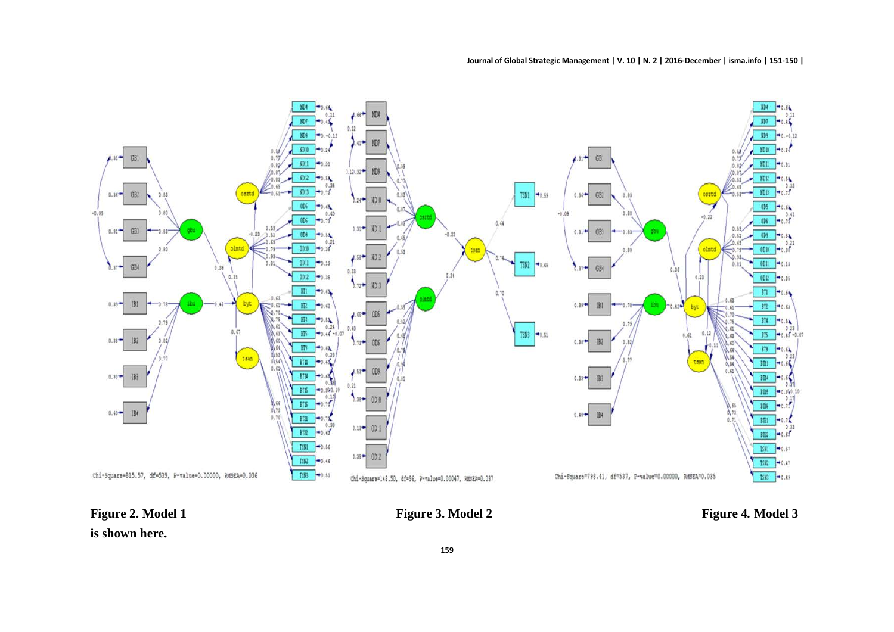Chi-Square=815.57, df=539, P-value=0.00000, RMSEA=0.036

Chi-Square=148.50, df=96, P-value=0.00047, RMSEA=0.037

Chi-Square=798.41, df=537, P-value=0.00000, RMSEA=0.035

**Figure 2. Model 1 is shown here.**

**Figure 3. Model 2**

**Figure 4. Model 3**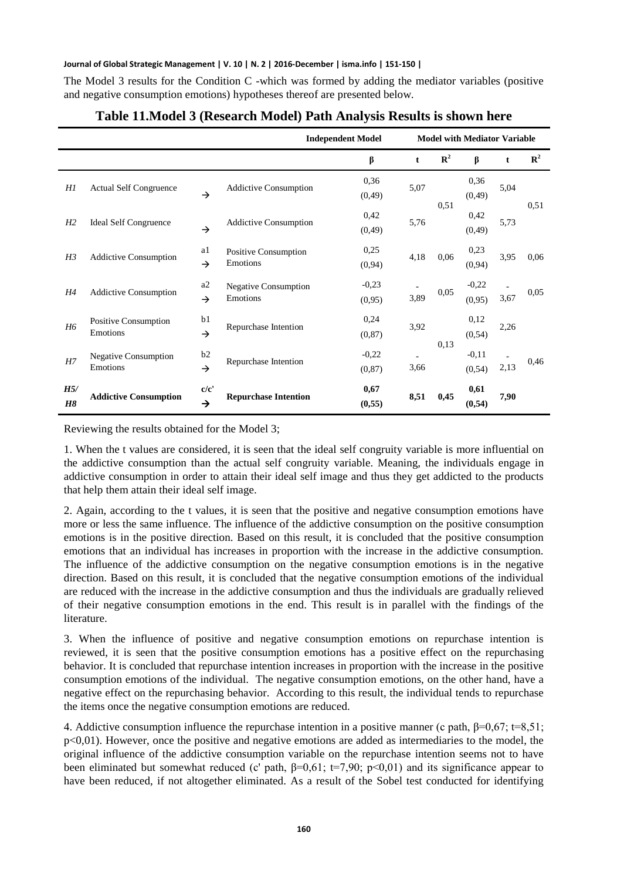The Model 3 results for the Condition C -which was formed by adding the mediator variables (positive and negative consumption emotions) hypotheses thereof are presented below.

**Table 11.Model 3 (Research Model) Path Analysis Results is shown here**

| | | | | Independent Model | | | Model with Mediator Variable | | |
|---|---|---|---|---|---|---|---|---|---|
| | | | | β | t | $R^2$ | β | t | $R^2$ |
| *H1* | Actual Self Congruence | → | Addictive Consumption | 0,36 (0,49) | 5,07 | 0,51 | 0,36 (0,49) | 5,04 | 0,51 |
| *H2* | Ideal Self Congruence | → | Addictive Consumption | 0,42 (0,49) | 5,76 | | 0,42 (0,49) | 5,73 | |
| *H3* | Addictive Consumption | a1 → | Positive Consumption Emotions | 0,25 (0,94) | 4,18 | 0,06 | 0,23 (0,94) | 3,95 | 0,06 |
| *H4* | Addictive Consumption | a2 → | Negative Consumption Emotions | -0,23 (0,95) | -3,89 | 0,05 | -0,22 (0,95) | -3,67 | 0,05 |
| *H6* | Positive Consumption Emotions | b1 → | Repurchase Intention | 0,24 (0,87) | 3,92 | 0,13 | 0,12 (0,54) | 2,26 | 0,46 |
| *H7* | Negative Consumption Emotions | b2 → | Repurchase Intention | -0,22 (0,87) | -3,66 | | -0,11 (0,54) | -2,13 | |
| ***H5/ H8*** | **Addictive Consumption** | **c/c' →** | **Repurchase Intention** | **0,67 (0,55)** | **8,51** | **0,45** | **0,61 (0,54)** | **7,90** | |

Reviewing the results obtained for the Model 3;

1. When the t values are considered, it is seen that the ideal self congruity variable is more influential on the addictive consumption than the actual self congruity variable. Meaning, the individuals engage in addictive consumption in order to attain their ideal self image and thus they get addicted to the products that help them attain their ideal self image.

2. Again, according to the t values, it is seen that the positive and negative consumption emotions have more or less the same influence. The influence of the addictive consumption on the positive consumption emotions is in the positive direction. Based on this result, it is concluded that the positive consumption emotions that an individual has increases in proportion with the increase in the addictive consumption. The influence of the addictive consumption on the negative consumption emotions is in the negative direction. Based on this result, it is concluded that the negative consumption emotions of the individual are reduced with the increase in the addictive consumption and thus the individuals are gradually relieved of their negative consumption emotions in the end. This result is in parallel with the findings of the literature.

3. When the influence of positive and negative consumption emotions on repurchase intention is reviewed, it is seen that the positive consumption emotions has a positive effect on the repurchasing behavior. It is concluded that repurchase intention increases in proportion with the increase in the positive consumption emotions of the individual. The negative consumption emotions, on the other hand, have a negative effect on the repurchasing behavior. According to this result, the individual tends to repurchase the items once the negative consumption emotions are reduced.

4. Addictive consumption influence the repurchase intention in a positive manner (c path, $\beta=0{,}67$; $t=8{,}51$; $p<0{,}01$). However, once the positive and negative emotions are added as intermediaries to the model, the original influence of the addictive consumption variable on the repurchase intention seems not to have been eliminated but somewhat reduced (c' path, $\beta=0{,}61$; $t=7{,}90$; $p<0{,}01$) and its significance appear to have been reduced, if not altogether eliminated. As a result of the Sobel test conducted for identifying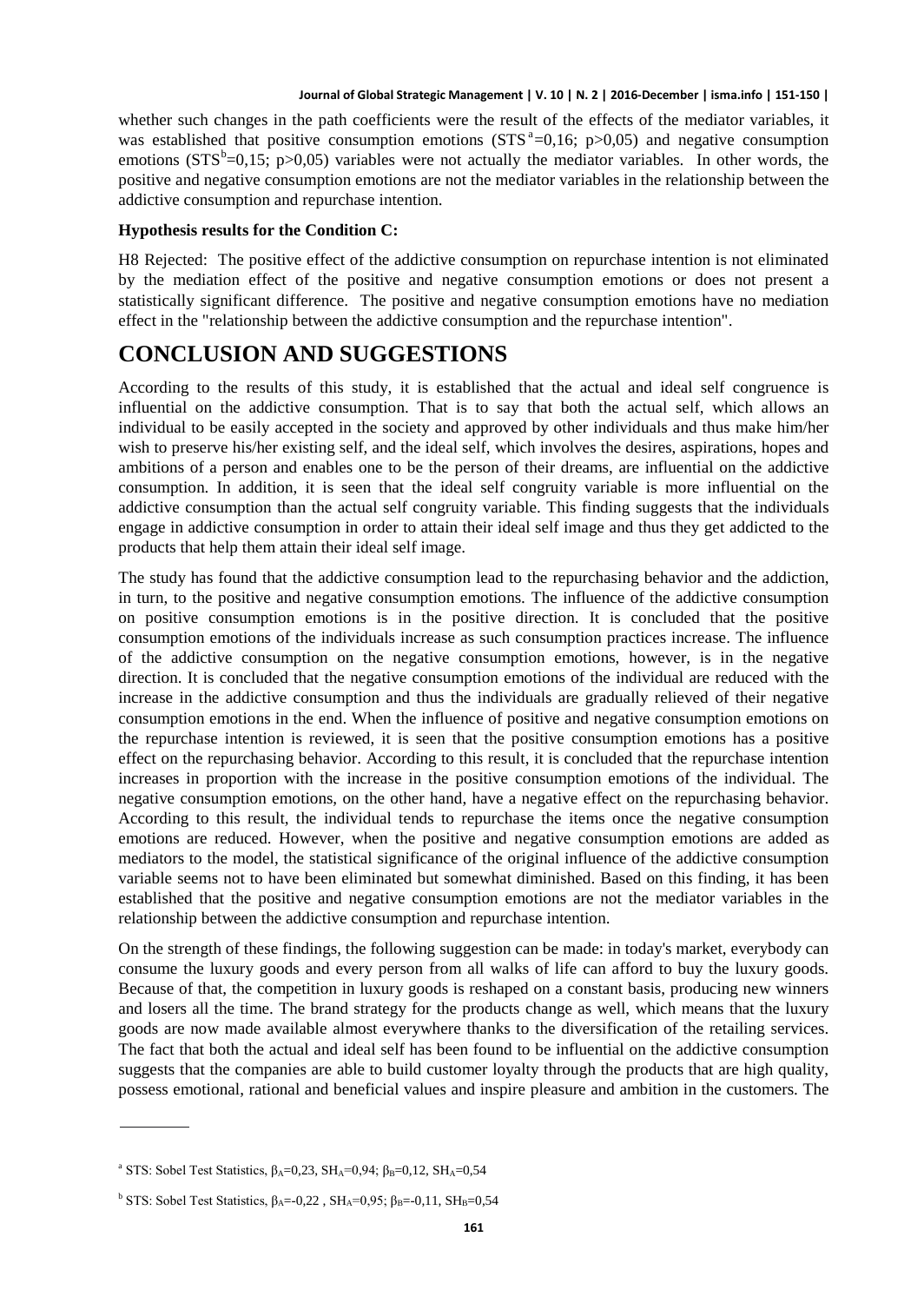whether such changes in the path coefficients were the result of the effects of the mediator variables, it was established that positive consumption emotions (STS[a]=0,16; p>0,05) and negative consumption emotions (STS[b]=0,15; p>0,05) variables were not actually the mediator variables. In other words, the positive and negative consumption emotions are not the mediator variables in the relationship between the addictive consumption and repurchase intention.

**Hypothesis results for the Condition C:**

H8 Rejected: The positive effect of the addictive consumption on repurchase intention is not eliminated by the mediation effect of the positive and negative consumption emotions or does not present a statistically significant difference. The positive and negative consumption emotions have no mediation effect in the "relationship between the addictive consumption and the repurchase intention".

# CONCLUSION AND SUGGESTIONS

According to the results of this study, it is established that the actual and ideal self congruence is influential on the addictive consumption. That is to say that both the actual self, which allows an individual to be easily accepted in the society and approved by other individuals and thus make him/her wish to preserve his/her existing self, and the ideal self, which involves the desires, aspirations, hopes and ambitions of a person and enables one to be the person of their dreams, are influential on the addictive consumption. In addition, it is seen that the ideal self congruity variable is more influential on the addictive consumption than the actual self congruity variable. This finding suggests that the individuals engage in addictive consumption in order to attain their ideal self image and thus they get addicted to the products that help them attain their ideal self image.

The study has found that the addictive consumption lead to the repurchasing behavior and the addiction, in turn, to the positive and negative consumption emotions. The influence of the addictive consumption on positive consumption emotions is in the positive direction. It is concluded that the positive consumption emotions of the individuals increase as such consumption practices increase. The influence of the addictive consumption on the negative consumption emotions, however, is in the negative direction. It is concluded that the negative consumption emotions of the individual are reduced with the increase in the addictive consumption and thus the individuals are gradually relieved of their negative consumption emotions in the end. When the influence of positive and negative consumption emotions on the repurchase intention is reviewed, it is seen that the positive consumption emotions has a positive effect on the repurchasing behavior. According to this result, it is concluded that the repurchase intention increases in proportion with the increase in the positive consumption emotions of the individual. The negative consumption emotions, on the other hand, have a negative effect on the repurchasing behavior. According to this result, the individual tends to repurchase the items once the negative consumption emotions are reduced. However, when the positive and negative consumption emotions are added as mediators to the model, the statistical significance of the original influence of the addictive consumption variable seems not to have been eliminated but somewhat diminished. Based on this finding, it has been established that the positive and negative consumption emotions are not the mediator variables in the relationship between the addictive consumption and repurchase intention.

On the strength of these findings, the following suggestion can be made: in today's market, everybody can consume the luxury goods and every person from all walks of life can afford to buy the luxury goods. Because of that, the competition in luxury goods is reshaped on a constant basis, producing new winners and losers all the time. The brand strategy for the products change as well, which means that the luxury goods are now made available almost everywhere thanks to the diversification of the retailing services. The fact that both the actual and ideal self has been found to be influential on the addictive consumption suggests that the companies are able to build customer loyalty through the products that are high quality, possess emotional, rational and beneficial values and inspire pleasure and ambition in the customers. The

---

[a] STS: Sobel Test Statistics, $\beta_A$=0,23, $SH_A$=0,94; $\beta_B$=0,12, $SH_A$=0,54

[b] STS: Sobel Test Statistics, $\beta_A$=-0,22 , $SH_A$=0,95; $\beta_B$=-0,11, $SH_B$=0,54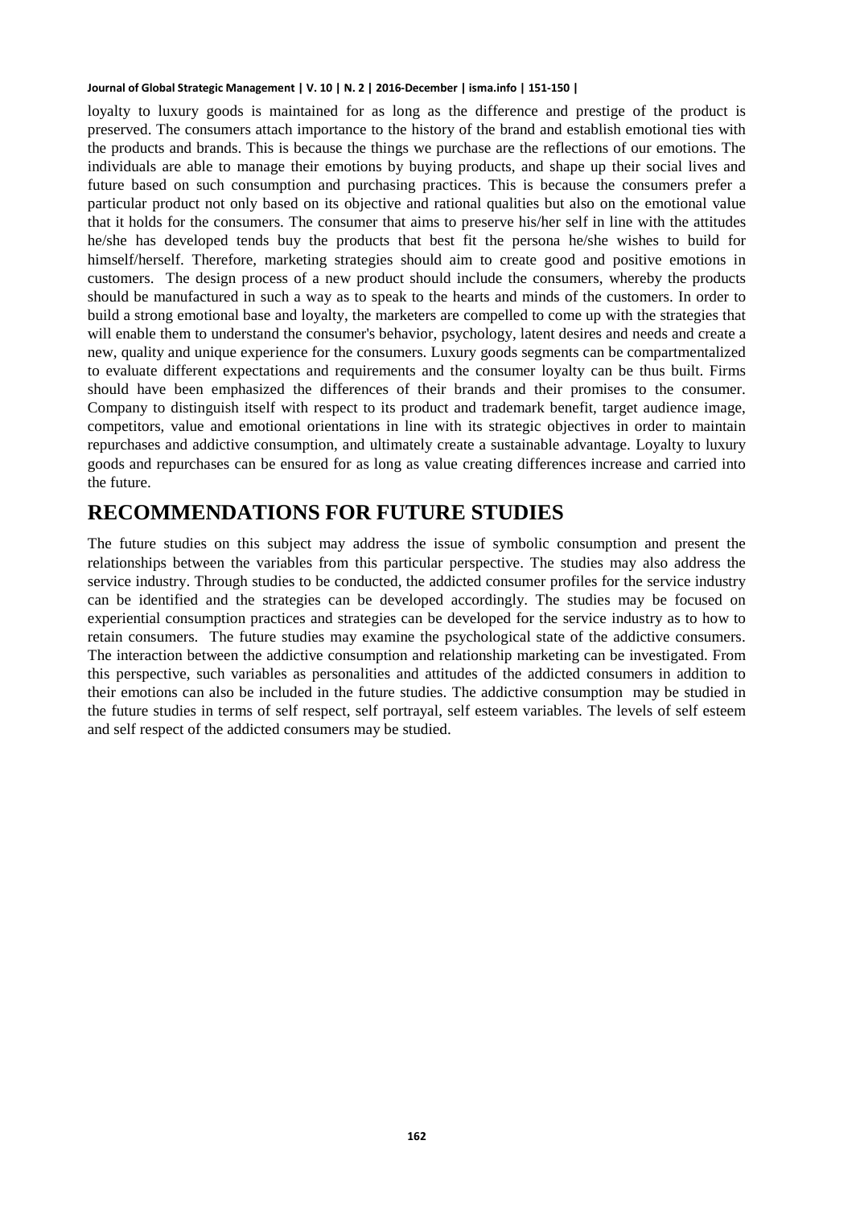loyalty to luxury goods is maintained for as long as the difference and prestige of the product is preserved. The consumers attach importance to the history of the brand and establish emotional ties with the products and brands. This is because the things we purchase are the reflections of our emotions. The individuals are able to manage their emotions by buying products, and shape up their social lives and future based on such consumption and purchasing practices. This is because the consumers prefer a particular product not only based on its objective and rational qualities but also on the emotional value that it holds for the consumers. The consumer that aims to preserve his/her self in line with the attitudes he/she has developed tends buy the products that best fit the persona he/she wishes to build for himself/herself. Therefore, marketing strategies should aim to create good and positive emotions in customers. The design process of a new product should include the consumers, whereby the products should be manufactured in such a way as to speak to the hearts and minds of the customers. In order to build a strong emotional base and loyalty, the marketers are compelled to come up with the strategies that will enable them to understand the consumer's behavior, psychology, latent desires and needs and create a new, quality and unique experience for the consumers. Luxury goods segments can be compartmentalized to evaluate different expectations and requirements and the consumer loyalty can be thus built. Firms should have been emphasized the differences of their brands and their promises to the consumer. Company to distinguish itself with respect to its product and trademark benefit, target audience image, competitors, value and emotional orientations in line with its strategic objectives in order to maintain repurchases and addictive consumption, and ultimately create a sustainable advantage. Loyalty to luxury goods and repurchases can be ensured for as long as value creating differences increase and carried into the future.

## RECOMMENDATIONS FOR FUTURE STUDIES

The future studies on this subject may address the issue of symbolic consumption and present the relationships between the variables from this particular perspective. The studies may also address the service industry. Through studies to be conducted, the addicted consumer profiles for the service industry can be identified and the strategies can be developed accordingly. The studies may be focused on experiential consumption practices and strategies can be developed for the service industry as to how to retain consumers. The future studies may examine the psychological state of the addictive consumers. The interaction between the addictive consumption and relationship marketing can be investigated. From this perspective, such variables as personalities and attitudes of the addicted consumers in addition to their emotions can also be included in the future studies. The addictive consumption may be studied in the future studies in terms of self respect, self portrayal, self esteem variables. The levels of self esteem and self respect of the addicted consumers may be studied.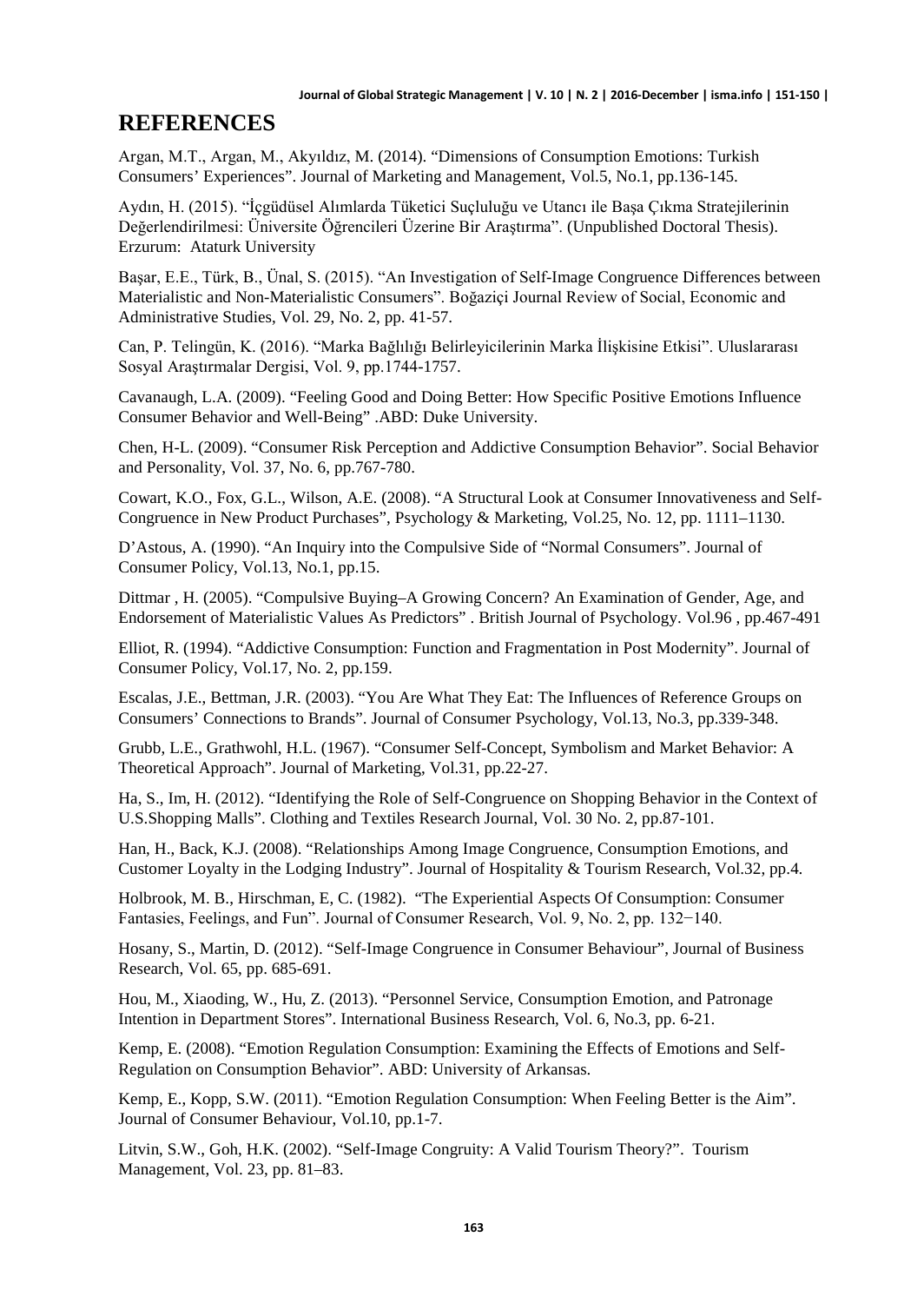## REFERENCES

Argan, M.T., Argan, M., Akyıldız, M. (2014). "Dimensions of Consumption Emotions: Turkish Consumers' Experiences". Journal of Marketing and Management, Vol.5, No.1, pp.136-145.

Aydın, H. (2015). "İçgüdüsel Alımlarda Tüketici Suçluluğu ve Utancı ile Başa Çıkma Stratejilerinin Değerlendirilmesi: Üniversite Öğrencileri Üzerine Bir Araştırma". (Unpublished Doctoral Thesis). Erzurum: Ataturk University

Başar, E.E., Türk, B., Ünal, S. (2015). "An Investigation of Self-Image Congruence Differences between Materialistic and Non-Materialistic Consumers". Boğaziçi Journal Review of Social, Economic and Administrative Studies, Vol. 29, No. 2, pp. 41-57.

Can, P. Telingün, K. (2016). "Marka Bağlılığı Belirleyicilerinin Marka İlişkisine Etkisi". Uluslararası Sosyal Araştırmalar Dergisi, Vol. 9, pp.1744-1757.

Cavanaugh, L.A. (2009). "Feeling Good and Doing Better: How Specific Positive Emotions Influence Consumer Behavior and Well-Being" .ABD: Duke University.

Chen, H-L. (2009). "Consumer Risk Perception and Addictive Consumption Behavior". Social Behavior and Personality, Vol. 37, No. 6, pp.767-780.

Cowart, K.O., Fox, G.L., Wilson, A.E. (2008). "A Structural Look at Consumer Innovativeness and Self-Congruence in New Product Purchases", Psychology & Marketing, Vol.25, No. 12, pp. 1111–1130.

D'Astous, A. (1990). "An Inquiry into the Compulsive Side of "Normal Consumers". Journal of Consumer Policy, Vol.13, No.1, pp.15.

Dittmar , H. (2005). "Compulsive Buying–A Growing Concern? An Examination of Gender, Age, and Endorsement of Materialistic Values As Predictors" . British Journal of Psychology. Vol.96 , pp.467-491

Elliot, R. (1994). "Addictive Consumption: Function and Fragmentation in Post Modernity". Journal of Consumer Policy, Vol.17, No. 2, pp.159.

Escalas, J.E., Bettman, J.R. (2003). "You Are What They Eat: The Influences of Reference Groups on Consumers' Connections to Brands". Journal of Consumer Psychology, Vol.13, No.3, pp.339-348.

Grubb, L.E., Grathwohl, H.L. (1967). "Consumer Self-Concept, Symbolism and Market Behavior: A Theoretical Approach". Journal of Marketing, Vol.31, pp.22-27.

Ha, S., Im, H. (2012). "Identifying the Role of Self-Congruence on Shopping Behavior in the Context of U.S.Shopping Malls". Clothing and Textiles Research Journal, Vol. 30 No. 2, pp.87-101.

Han, H., Back, K.J. (2008). "Relationships Among Image Congruence, Consumption Emotions, and Customer Loyalty in the Lodging Industry". Journal of Hospitality & Tourism Research, Vol.32, pp.4.

Holbrook, M. B., Hirschman, E, C. (1982). "The Experiential Aspects Of Consumption: Consumer Fantasies, Feelings, and Fun". Journal of Consumer Research, Vol. 9, No. 2, pp. 132−140.

Hosany, S., Martin, D. (2012). "Self-Image Congruence in Consumer Behaviour", Journal of Business Research, Vol. 65, pp. 685-691.

Hou, M., Xiaoding, W., Hu, Z. (2013). "Personnel Service, Consumption Emotion, and Patronage Intention in Department Stores". International Business Research, Vol. 6, No.3, pp. 6-21.

Kemp, E. (2008). "Emotion Regulation Consumption: Examining the Effects of Emotions and Self-Regulation on Consumption Behavior". ABD: University of Arkansas.

Kemp, E., Kopp, S.W. (2011). "Emotion Regulation Consumption: When Feeling Better is the Aim". Journal of Consumer Behaviour, Vol.10, pp.1-7.

Litvin, S.W., Goh, H.K. (2002). "Self-Image Congruity: A Valid Tourism Theory?". Tourism Management, Vol. 23, pp. 81–83.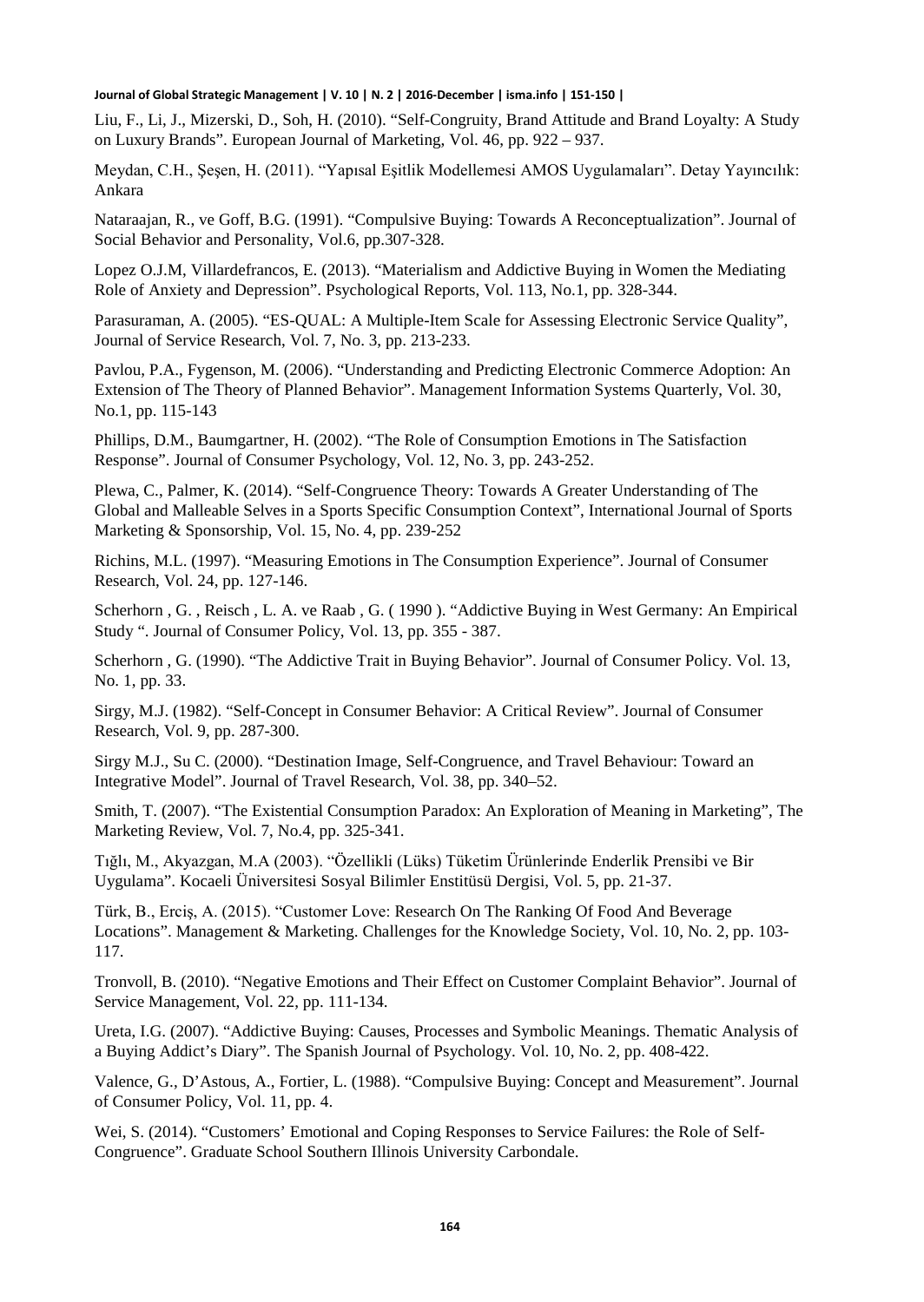Liu, F., Li, J., Mizerski, D., Soh, H. (2010). "Self-Congruity, Brand Attitude and Brand Loyalty: A Study on Luxury Brands". European Journal of Marketing, Vol. 46, pp. 922 – 937.

Meydan, C.H., Şeşen, H. (2011). "Yapısal Eşitlik Modellemesi AMOS Uygulamaları". Detay Yayıncılık: Ankara

Nataraajan, R., ve Goff, B.G. (1991). "Compulsive Buying: Towards A Reconceptualization". Journal of Social Behavior and Personality, Vol.6, pp.307-328.

Lopez O.J.M, Villardefrancos, E. (2013). "Materialism and Addictive Buying in Women the Mediating Role of Anxiety and Depression". Psychological Reports, Vol. 113, No.1, pp. 328-344.

Parasuraman, A. (2005). "ES-QUAL: A Multiple-Item Scale for Assessing Electronic Service Quality", Journal of Service Research, Vol. 7, No. 3, pp. 213-233.

Pavlou, P.A., Fygenson, M. (2006). "Understanding and Predicting Electronic Commerce Adoption: An Extension of The Theory of Planned Behavior". Management Information Systems Quarterly, Vol. 30, No.1, pp. 115-143

Phillips, D.M., Baumgartner, H. (2002). "The Role of Consumption Emotions in The Satisfaction Response". Journal of Consumer Psychology, Vol. 12, No. 3, pp. 243-252.

Plewa, C., Palmer, K. (2014). "Self-Congruence Theory: Towards A Greater Understanding of The Global and Malleable Selves in a Sports Specific Consumption Context", International Journal of Sports Marketing & Sponsorship, Vol. 15, No. 4, pp. 239-252

Richins, M.L. (1997). "Measuring Emotions in The Consumption Experience". Journal of Consumer Research, Vol. 24, pp. 127-146.

Scherhorn , G. , Reisch , L. A. ve Raab , G. ( 1990 ). "Addictive Buying in West Germany: An Empirical Study ". Journal of Consumer Policy, Vol. 13, pp. 355 - 387.

Scherhorn , G. (1990). "The Addictive Trait in Buying Behavior". Journal of Consumer Policy. Vol. 13, No. 1, pp. 33.

Sirgy, M.J. (1982). "Self-Concept in Consumer Behavior: A Critical Review". Journal of Consumer Research, Vol. 9, pp. 287-300.

Sirgy M.J., Su C. (2000). "Destination Image, Self-Congruence, and Travel Behaviour: Toward an Integrative Model". Journal of Travel Research, Vol. 38, pp. 340–52.

Smith, T. (2007). "The Existential Consumption Paradox: An Exploration of Meaning in Marketing", The Marketing Review, Vol. 7, No.4, pp. 325-341.

Tığlı, M., Akyazgan, M.A (2003). "Özellikli (Lüks) Tüketim Ürünlerinde Enderlik Prensibi ve Bir Uygulama". Kocaeli Üniversitesi Sosyal Bilimler Enstitüsü Dergisi, Vol. 5, pp. 21-37.

Türk, B., Erciş, A. (2015). "Customer Love: Research On The Ranking Of Food And Beverage Locations". Management & Marketing. Challenges for the Knowledge Society, Vol. 10, No. 2, pp. 103-117.

Tronvoll, B. (2010). "Negative Emotions and Their Effect on Customer Complaint Behavior". Journal of Service Management, Vol. 22, pp. 111-134.

Ureta, I.G. (2007). "Addictive Buying: Causes, Processes and Symbolic Meanings. Thematic Analysis of a Buying Addict's Diary". The Spanish Journal of Psychology. Vol. 10, No. 2, pp. 408-422.

Valence, G., D'Astous, A., Fortier, L. (1988). "Compulsive Buying: Concept and Measurement". Journal of Consumer Policy, Vol. 11, pp. 4.

Wei, S. (2014). "Customers' Emotional and Coping Responses to Service Failures: the Role of Self-Congruence". Graduate School Southern Illinois University Carbondale.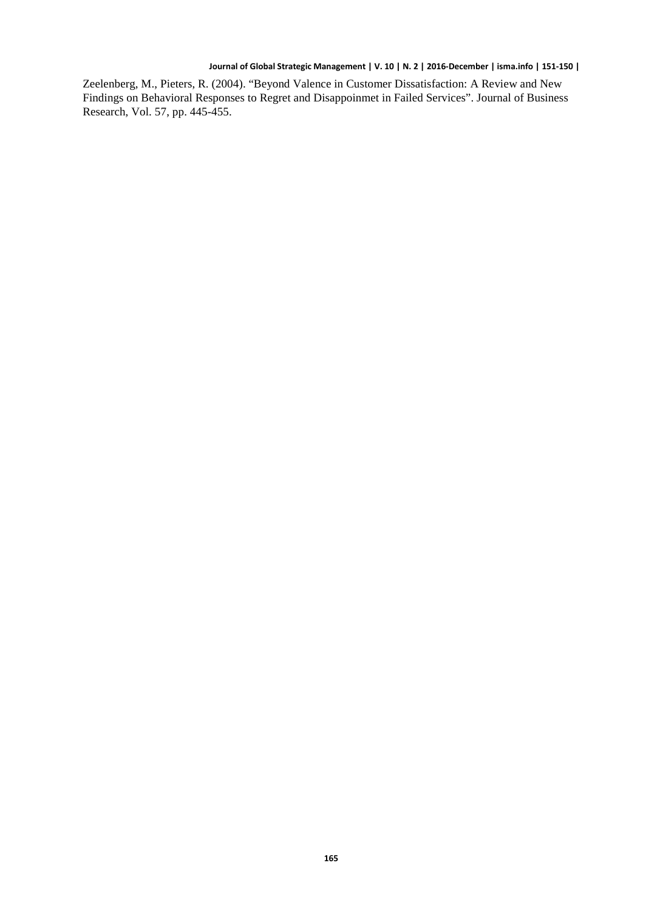Zeelenberg, M., Pieters, R. (2004). “Beyond Valence in Customer Dissatisfaction: A Review and New Findings on Behavioral Responses to Regret and Disappoinmet in Failed Services”. Journal of Business Research, Vol. 57, pp. 445-455.